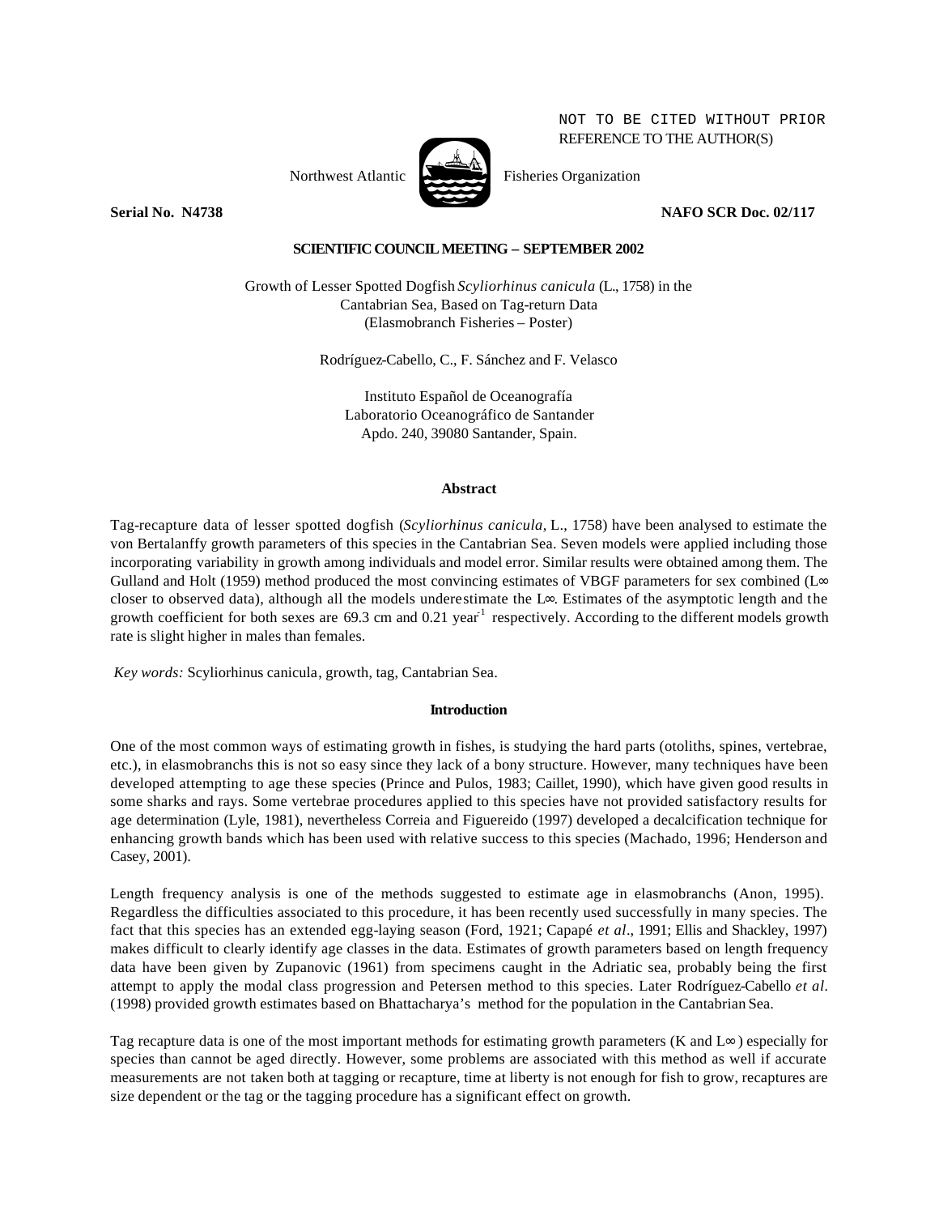NOT TO BE CITED WITHOUT PRIOR
REFERENCE TO THE AUTHOR(S)

Northwest Atlantic Fisheries Organization

**Serial No. N4738** **NAFO SCR Doc. 02/117**

**SCIENTIFIC COUNCIL MEETING – SEPTEMBER 2002**

# Growth of Lesser Spotted Dogfish *Scyliorhinus canicula* (L., 1758) in the Cantabrian Sea, Based on Tag-return Data (Elasmobranch Fisheries – Poster)

Rodríguez-Cabello, C., F. Sánchez and F. Velasco

Instituto Español de Oceanografía
Laboratorio Oceanográfico de Santander
Apdo. 240, 39080 Santander, Spain.

## Abstract

Tag-recapture data of lesser spotted dogfish (*Scyliorhinus canicula*, L., 1758) have been analysed to estimate the von Bertalanffy growth parameters of this species in the Cantabrian Sea. Seven models were applied including those incorporating variability in growth among individuals and model error. Similar results were obtained among them. The Gulland and Holt (1959) method produced the most convincing estimates of VBGF parameters for sex combined ($L_\infty$ closer to observed data), although all the models underestimate the $L_\infty$. Estimates of the asymptotic length and the growth coefficient for both sexes are 69.3 cm and 0.21 $year^{-1}$ respectively. According to the different models growth rate is slight higher in males than females.

*Key words:* Scyliorhinus canicula, growth, tag, Cantabrian Sea.

## Introduction

One of the most common ways of estimating growth in fishes, is studying the hard parts (otoliths, spines, vertebrae, etc.), in elasmobranchs this is not so easy since they lack of a bony structure. However, many techniques have been developed attempting to age these species (Prince and Pulos, 1983; Caillet, 1990), which have given good results in some sharks and rays. Some vertebrae procedures applied to this species have not provided satisfactory results for age determination (Lyle, 1981), nevertheless Correia and Figuereido (1997) developed a decalcification technique for enhancing growth bands which has been used with relative success to this species (Machado, 1996; Henderson and Casey, 2001).

Length frequency analysis is one of the methods suggested to estimate age in elasmobranchs (Anon, 1995). Regardless the difficulties associated to this procedure, it has been recently used successfully in many species. The fact that this species has an extended egg-laying season (Ford, 1921; Capapé *et al*., 1991; Ellis and Shackley, 1997) makes difficult to clearly identify age classes in the data. Estimates of growth parameters based on length frequency data have been given by Zupanovic (1961) from specimens caught in the Adriatic sea, probably being the first attempt to apply the modal class progression and Petersen method to this species. Later Rodríguez-Cabello *et al*. (1998) provided growth estimates based on Bhattacharya's method for the population in the Cantabrian Sea.

Tag recapture data is one of the most important methods for estimating growth parameters (K and $L_\infty$) especially for species than cannot be aged directly. However, some problems are associated with this method as well if accurate measurements are not taken both at tagging or recapture, time at liberty is not enough for fish to grow, recaptures are size dependent or the tag or the tagging procedure has a significant effect on growth.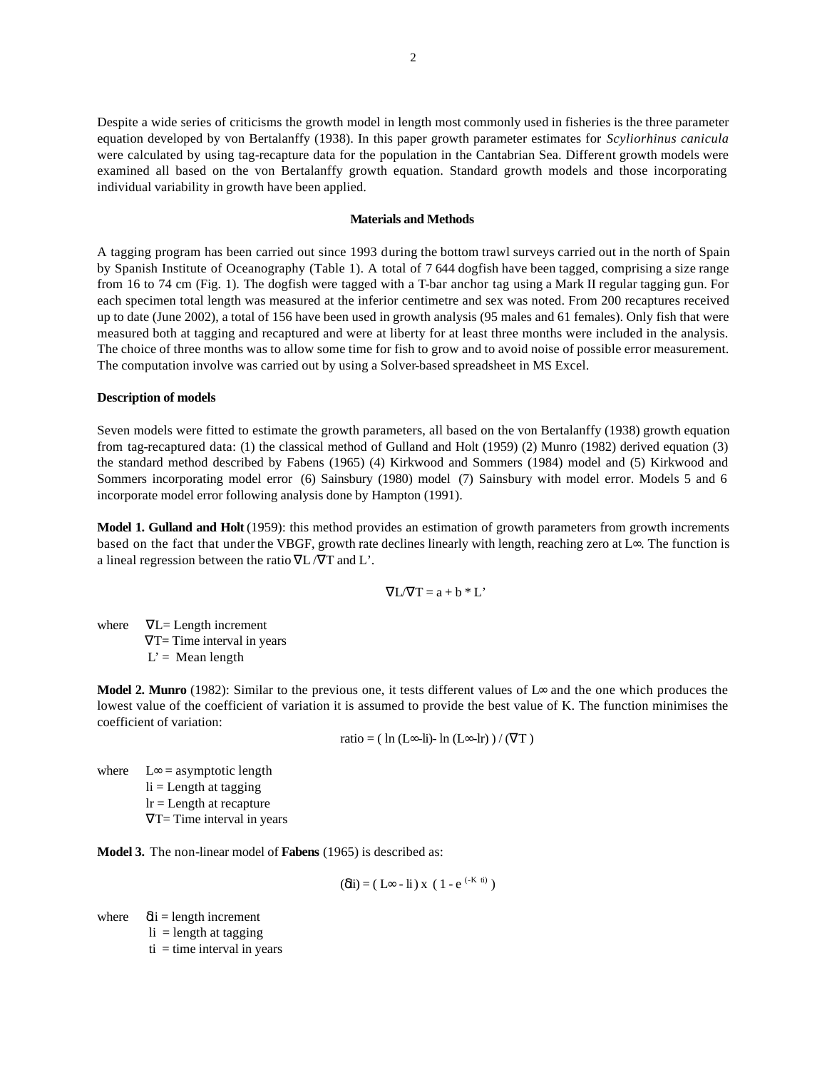Despite a wide series of criticisms the growth model in length most commonly used in fisheries is the three parameter equation developed by von Bertalanffy (1938). In this paper growth parameter estimates for *Scyliorhinus canicula* were calculated by using tag-recapture data for the population in the Cantabrian Sea. Different growth models were examined all based on the von Bertalanffy growth equation. Standard growth models and those incorporating individual variability in growth have been applied.

## Materials and Methods

A tagging program has been carried out since 1993 during the bottom trawl surveys carried out in the north of Spain by Spanish Institute of Oceanography (Table 1). A total of 7 644 dogfish have been tagged, comprising a size range from 16 to 74 cm (Fig. 1). The dogfish were tagged with a T-bar anchor tag using a Mark II regular tagging gun. For each specimen total length was measured at the inferior centimetre and sex was noted. From 200 recaptures received up to date (June 2002), a total of 156 have been used in growth analysis (95 males and 61 females). Only fish that were measured both at tagging and recaptured and were at liberty for at least three months were included in the analysis. The choice of three months was to allow some time for fish to grow and to avoid noise of possible error measurement. The computation involve was carried out by using a Solver-based spreadsheet in MS Excel.

### Description of models

Seven models were fitted to estimate the growth parameters, all based on the von Bertalanffy (1938) growth equation from tag-recaptured data: (1) the classical method of Gulland and Holt (1959) (2) Munro (1982) derived equation (3) the standard method described by Fabens (1965) (4) Kirkwood and Sommers (1984) model and (5) Kirkwood and Sommers incorporating model error (6) Sainsbury (1980) model (7) Sainsbury with model error. Models 5 and 6 incorporate model error following analysis done by Hampton (1991).

**Model 1. Gulland and Holt** (1959): this method provides an estimation of growth parameters from growth increments based on the fact that under the VBGF, growth rate declines linearly with length, reaching zero at $L\infty$. The function is a lineal regression between the ratio $\nabla L/\nabla T$ and L'.

$$\nabla L/\nabla T = a + b * L'$$

where $\nabla L$ = Length increment
$\nabla T$ = Time interval in years
L' = Mean length

**Model 2. Munro** (1982): Similar to the previous one, it tests different values of $L\infty$ and the one which produces the lowest value of the coefficient of variation it is assumed to provide the best value of K. The function minimises the coefficient of variation:

$$\text{ratio} = ( \ln (L\infty - li) - \ln (L\infty - lr) ) / (\nabla T)$$

where $L\infty$ = asymptotic length
li = Length at tagging
lr = Length at recapture
$\nabla T$ = Time interval in years

**Model 3.** The non-linear model of **Fabens** (1965) is described as:

$$(\delta i) = ( L\infty - li ) \times ( 1 - e^{(-K\ ti)} )$$

where $\delta i$ = length increment
li = length at tagging
ti = time interval in years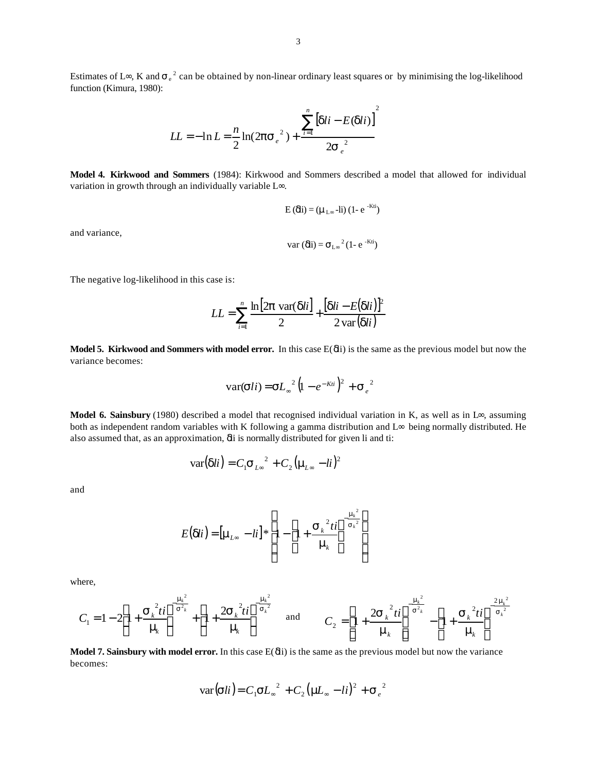Estimates of L∞, K and $\sigma_e^2$ can be obtained by non-linear ordinary least squares or by minimising the log-likelihood function (Kimura, 1980):

$$LL = -\ln L = \frac{n}{2}\ln(2\pi\sigma_e^{\ 2}) + \frac{\sum_{i=1}^{n}\left[\delta li - E(\delta li)\right]^2}{2\sigma_e^{\ 2}}$$

**Model 4. Kirkwood and Sommers** (1984): Kirkwood and Sommers described a model that allowed for individual variation in growth through an individually variable L∞.

$$E(\delta li) = (\mu_{L\infty} - li)(1 - e^{-Kti})$$

and variance,

$$\text{var}(\delta li) = \sigma_{L\infty}^{\ 2}(1 - e^{-Kti})$$

The negative log-likelihood in this case is:

$$LL = \sum_{i=1}^{n} \frac{\ln\left[2\pi\ \text{var}(\delta li)\right]}{2} + \frac{\left[\delta li - E(\delta li)\right]^2}{2\,\text{var}(\delta li)}$$

**Model 5. Kirkwood and Sommers with model error.** In this case $E(\delta li)$ is the same as the previous model but now the variance becomes:

$$\text{var}(\sigma li) = \sigma L_\infty^{\ 2}\left(1 - e^{-Kti}\right)^2 + \sigma_e^{\ 2}$$

**Model 6. Sainsbury** (1980) described a model that recognised individual variation in K, as well as in L∞, assuming both as independent random variables with K following a gamma distribution and L∞ being normally distributed. He also assumed that, as an approximation, $\delta li$ is normally distributed for given li and ti:

$$\text{var}(\delta li) = C_1\sigma_{L\infty}^{\ 2} + C_2\left(\mu_{L\infty} - li\right)^2$$

and

$$E(\delta li) = \left[\mu_{L\infty} - li\right] * \left(1 - \left(1 + \frac{\sigma_k^{\ 2} ti}{\mu_k}\right)^{-\frac{\mu_k^2}{\sigma_k^2}}\right)$$

where,

$$C_1 = 1 - 2\left(1 + \frac{\sigma_k^{\ 2} ti}{\mu_k}\right)^{-\frac{\mu_k^2}{\sigma_k^2}} + \left(1 + \frac{2\sigma_k^{\ 2} ti}{\mu_k}\right)^{-\frac{\mu_k^2}{\sigma_k^2}} \quad \text{and} \quad C_2 = \left(1 + \frac{2\sigma_k^{\ 2} ti}{\mu_k}\right)^{-\frac{\mu_k^2}{\sigma_k^2}} - \left(1 + \frac{\sigma_k^{\ 2} ti}{\mu_k}\right)^{-\frac{2\mu_k^2}{\sigma_k^2}}$$

**Model 7. Sainsbury with model error.** In this case $E(\delta li)$ is the same as the previous model but now the variance becomes:

$$\text{var}(\sigma li) = C_1\sigma L_\infty^{\ 2} + C_2\left(\mu L_\infty - li\right)^2 + \sigma_e^{\ 2}$$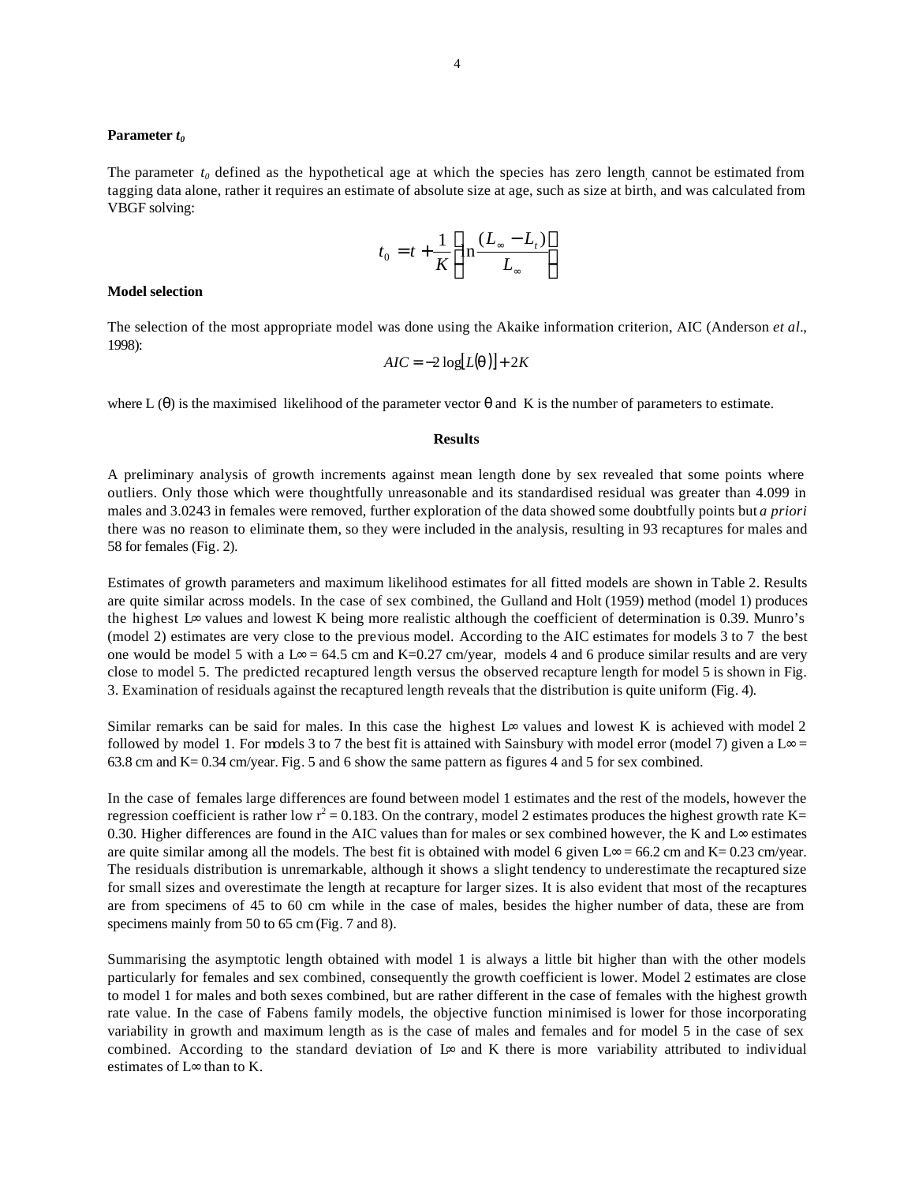**Parameter $t_0$**

The parameter $t_0$ defined as the hypothetical age at which the species has zero length, cannot be estimated from tagging data alone, rather it requires an estimate of absolute size at age, such as size at birth, and was calculated from VBGF solving:

$$t_0 = t + \frac{1}{K}\left(\ln\frac{(L_\infty - L_t)}{L_\infty}\right)$$

**Model selection**

The selection of the most appropriate model was done using the Akaike information criterion, AIC (Anderson *et al*., 1998):

$$AIC = -2\log[L(\theta)] + 2K$$

where L ($\theta$) is the maximised likelihood of the parameter vector $\theta$ and K is the number of parameters to estimate.

## Results

A preliminary analysis of growth increments against mean length done by sex revealed that some points where outliers. Only those which were thoughtfully unreasonable and its standardised residual was greater than 4.099 in males and 3.0243 in females were removed, further exploration of the data showed some doubtfully points but *a priori* there was no reason to eliminate them, so they were included in the analysis, resulting in 93 recaptures for males and 58 for females (Fig. 2).

Estimates of growth parameters and maximum likelihood estimates for all fitted models are shown in Table 2. Results are quite similar across models. In the case of sex combined, the Gulland and Holt (1959) method (model 1) produces the highest $L_\infty$ values and lowest K being more realistic although the coefficient of determination is 0.39. Munro's (model 2) estimates are very close to the previous model. According to the AIC estimates for models 3 to 7 the best one would be model 5 with a $L_\infty$ = 64.5 cm and K=0.27 cm/year, models 4 and 6 produce similar results and are very close to model 5. The predicted recaptured length versus the observed recapture length for model 5 is shown in Fig. 3. Examination of residuals against the recaptured length reveals that the distribution is quite uniform (Fig. 4).

Similar remarks can be said for males. In this case the highest $L_\infty$ values and lowest K is achieved with model 2 followed by model 1. For models 3 to 7 the best fit is attained with Sainsbury with model error (model 7) given a $L_\infty$ = 63.8 cm and K= 0.34 cm/year. Fig. 5 and 6 show the same pattern as figures 4 and 5 for sex combined.

In the case of females large differences are found between model 1 estimates and the rest of the models, however the regression coefficient is rather low $r^2 = 0.183$. On the contrary, model 2 estimates produces the highest growth rate K= 0.30. Higher differences are found in the AIC values than for males or sex combined however, the K and $L_\infty$ estimates are quite similar among all the models. The best fit is obtained with model 6 given $L_\infty$ = 66.2 cm and K= 0.23 cm/year. The residuals distribution is unremarkable, although it shows a slight tendency to underestimate the recaptured size for small sizes and overestimate the length at recapture for larger sizes. It is also evident that most of the recaptures are from specimens of 45 to 60 cm while in the case of males, besides the higher number of data, these are from specimens mainly from 50 to 65 cm (Fig. 7 and 8).

Summarising the asymptotic length obtained with model 1 is always a little bit higher than with the other models particularly for females and sex combined, consequently the growth coefficient is lower. Model 2 estimates are close to model 1 for males and both sexes combined, but are rather different in the case of females with the highest growth rate value. In the case of Fabens family models, the objective function minimised is lower for those incorporating variability in growth and maximum length as is the case of males and females and for model 5 in the case of sex combined. According to the standard deviation of $L_\infty$ and K there is more variability attributed to individual estimates of $L_\infty$ than to K.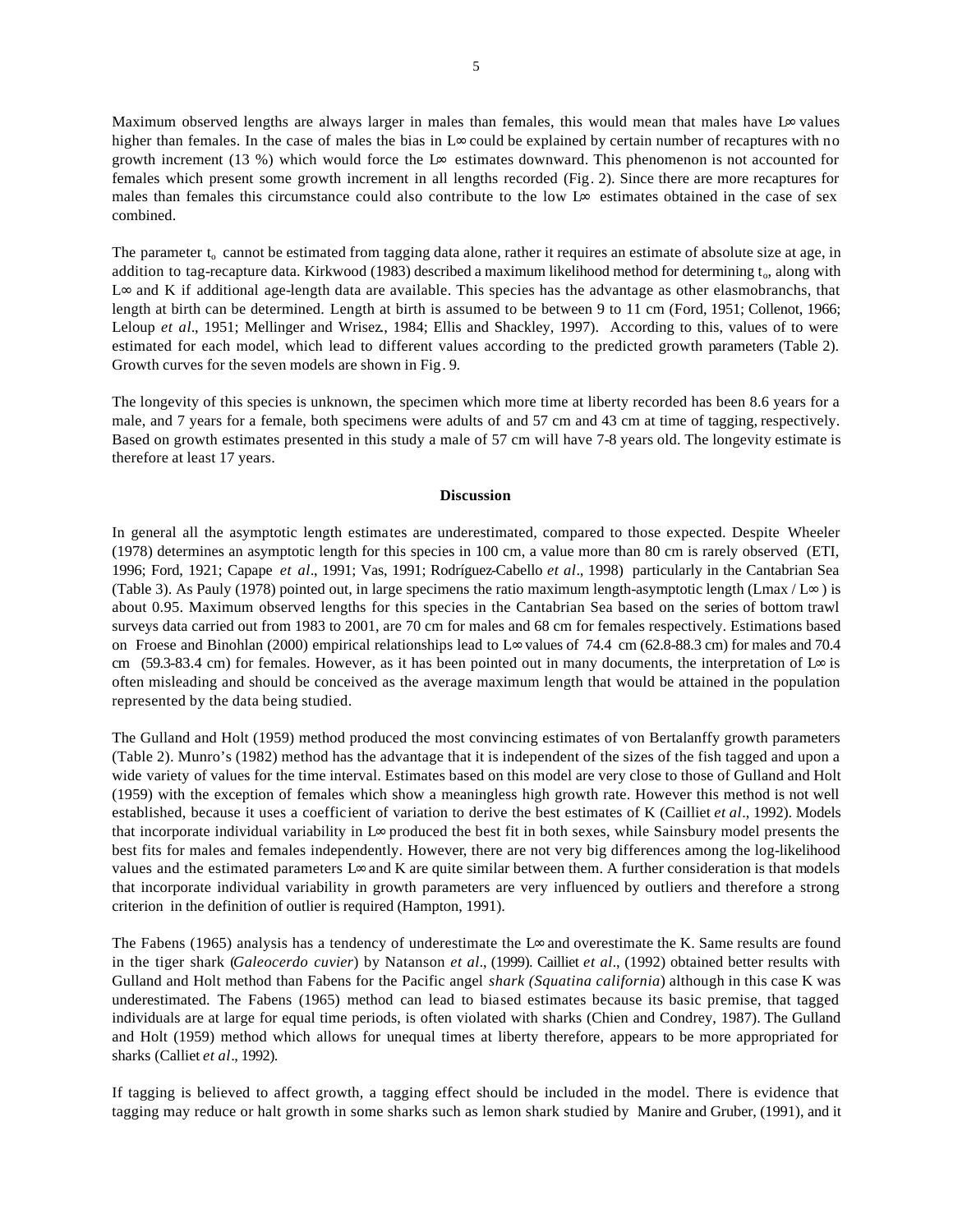Maximum observed lengths are always larger in males than females, this would mean that males have $L\infty$ values higher than females. In the case of males the bias in $L\infty$ could be explained by certain number of recaptures with no growth increment (13 %) which would force the $L\infty$ estimates downward. This phenomenon is not accounted for females which present some growth increment in all lengths recorded (Fig. 2). Since there are more recaptures for males than females this circumstance could also contribute to the low $L\infty$ estimates obtained in the case of sex combined.

The parameter $t_o$ cannot be estimated from tagging data alone, rather it requires an estimate of absolute size at age, in addition to tag-recapture data. Kirkwood (1983) described a maximum likelihood method for determining $t_o$, along with $L\infty$ and K if additional age-length data are available. This species has the advantage as other elasmobranchs, that length at birth can be determined. Length at birth is assumed to be between 9 to 11 cm (Ford, 1951; Collenot, 1966; Leloup *et al*., 1951; Mellinger and Wrisez., 1984; Ellis and Shackley, 1997). According to this, values of to were estimated for each model, which lead to different values according to the predicted growth parameters (Table 2). Growth curves for the seven models are shown in Fig. 9.

The longevity of this species is unknown, the specimen which more time at liberty recorded has been 8.6 years for a male, and 7 years for a female, both specimens were adults of and 57 cm and 43 cm at time of tagging, respectively. Based on growth estimates presented in this study a male of 57 cm will have 7-8 years old. The longevity estimate is therefore at least 17 years.

## Discussion

In general all the asymptotic length estimates are underestimated, compared to those expected. Despite Wheeler (1978) determines an asymptotic length for this species in 100 cm, a value more than 80 cm is rarely observed (ETI, 1996; Ford, 1921; Capape *et al*., 1991; Vas, 1991; Rodríguez-Cabello *et al*., 1998) particularly in the Cantabrian Sea (Table 3). As Pauly (1978) pointed out, in large specimens the ratio maximum length-asymptotic length ($L_{max} / L\infty$) is about 0.95. Maximum observed lengths for this species in the Cantabrian Sea based on the series of bottom trawl surveys data carried out from 1983 to 2001, are 70 cm for males and 68 cm for females respectively. Estimations based on Froese and Binohlan (2000) empirical relationships lead to $L\infty$ values of 74.4 cm (62.8-88.3 cm) for males and 70.4 cm (59.3-83.4 cm) for females. However, as it has been pointed out in many documents, the interpretation of $L\infty$ is often misleading and should be conceived as the average maximum length that would be attained in the population represented by the data being studied.

The Gulland and Holt (1959) method produced the most convincing estimates of von Bertalanffy growth parameters (Table 2). Munro's (1982) method has the advantage that it is independent of the sizes of the fish tagged and upon a wide variety of values for the time interval. Estimates based on this model are very close to those of Gulland and Holt (1959) with the exception of females which show a meaningless high growth rate. However this method is not well established, because it uses a coefficient of variation to derive the best estimates of K (Cailliet *et al*., 1992). Models that incorporate individual variability in $L\infty$ produced the best fit in both sexes, while Sainsbury model presents the best fits for males and females independently. However, there are not very big differences among the log-likelihood values and the estimated parameters $L\infty$ and K are quite similar between them. A further consideration is that models that incorporate individual variability in growth parameters are very influenced by outliers and therefore a strong criterion in the definition of outlier is required (Hampton, 1991).

The Fabens (1965) analysis has a tendency of underestimate the $L\infty$ and overestimate the K. Same results are found in the tiger shark (*Galeocerdo cuvier*) by Natanson *et al*., (1999). Cailliet *et al*., (1992) obtained better results with Gulland and Holt method than Fabens for the Pacific angel *shark (Squatina californica*) although in this case K was underestimated. The Fabens (1965) method can lead to biased estimates because its basic premise, that tagged individuals are at large for equal time periods, is often violated with sharks (Chien and Condrey, 1987). The Gulland and Holt (1959) method which allows for unequal times at liberty therefore, appears to be more appropriated for sharks (Calliet *et al*., 1992).

If tagging is believed to affect growth, a tagging effect should be included in the model. There is evidence that tagging may reduce or halt growth in some sharks such as lemon shark studied by Manire and Gruber, (1991), and it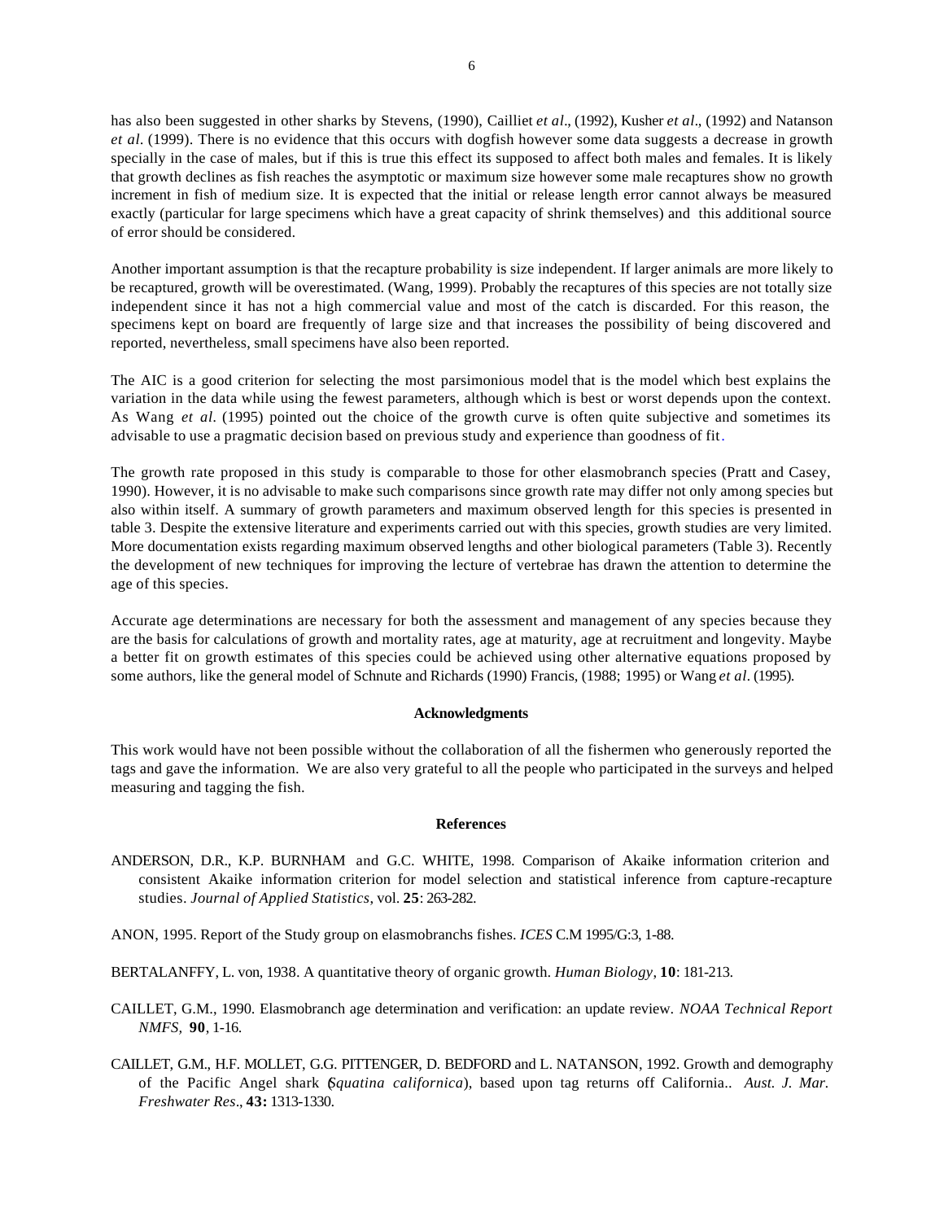has also been suggested in other sharks by Stevens, (1990), Cailliet *et al*., (1992), Kusher *et al*., (1992) and Natanson *et al*. (1999). There is no evidence that this occurs with dogfish however some data suggests a decrease in growth specially in the case of males, but if this is true this effect its supposed to affect both males and females. It is likely that growth declines as fish reaches the asymptotic or maximum size however some male recaptures show no growth increment in fish of medium size. It is expected that the initial or release length error cannot always be measured exactly (particular for large specimens which have a great capacity of shrink themselves) and this additional source of error should be considered.

Another important assumption is that the recapture probability is size independent. If larger animals are more likely to be recaptured, growth will be overestimated. (Wang, 1999). Probably the recaptures of this species are not totally size independent since it has not a high commercial value and most of the catch is discarded. For this reason, the specimens kept on board are frequently of large size and that increases the possibility of being discovered and reported, nevertheless, small specimens have also been reported.

The AIC is a good criterion for selecting the most parsimonious model that is the model which best explains the variation in the data while using the fewest parameters, although which is best or worst depends upon the context. As Wang *et al*. (1995) pointed out the choice of the growth curve is often quite subjective and sometimes its advisable to use a pragmatic decision based on previous study and experience than goodness of fit.

The growth rate proposed in this study is comparable to those for other elasmobranch species (Pratt and Casey, 1990). However, it is no advisable to make such comparisons since growth rate may differ not only among species but also within itself. A summary of growth parameters and maximum observed length for this species is presented in table 3. Despite the extensive literature and experiments carried out with this species, growth studies are very limited. More documentation exists regarding maximum observed lengths and other biological parameters (Table 3). Recently the development of new techniques for improving the lecture of vertebrae has drawn the attention to determine the age of this species.

Accurate age determinations are necessary for both the assessment and management of any species because they are the basis for calculations of growth and mortality rates, age at maturity, age at recruitment and longevity. Maybe a better fit on growth estimates of this species could be achieved using other alternative equations proposed by some authors, like the general model of Schnute and Richards (1990) Francis, (1988; 1995) or Wang *et al*. (1995).

## Acknowledgments

This work would have not been possible without the collaboration of all the fishermen who generously reported the tags and gave the information. We are also very grateful to all the people who participated in the surveys and helped measuring and tagging the fish.

## References

ANDERSON, D.R., K.P. BURNHAM and G.C. WHITE, 1998. Comparison of Akaike information criterion and consistent Akaike information criterion for model selection and statistical inference from capture-recapture studies. *Journal of Applied Statistics*, vol. **25**: 263-282.

ANON, 1995. Report of the Study group on elasmobranchs fishes. *ICES* C.M 1995/G:3, 1-88.

BERTALANFFY, L. von, 1938. A quantitative theory of organic growth. *Human Biology*, **10**: 181-213.

CAILLET, G.M., 1990. Elasmobranch age determination and verification: an update review. *NOAA Technical Report NMFS*, **90**, 1-16.

CAILLET, G.M., H.F. MOLLET, G.G. PITTENGER, D. BEDFORD and L. NATANSON, 1992. Growth and demography of the Pacific Angel shark (*Squatina californica*), based upon tag returns off California.. *Aust. J. Mar. Freshwater Res*., **43:** 1313-1330.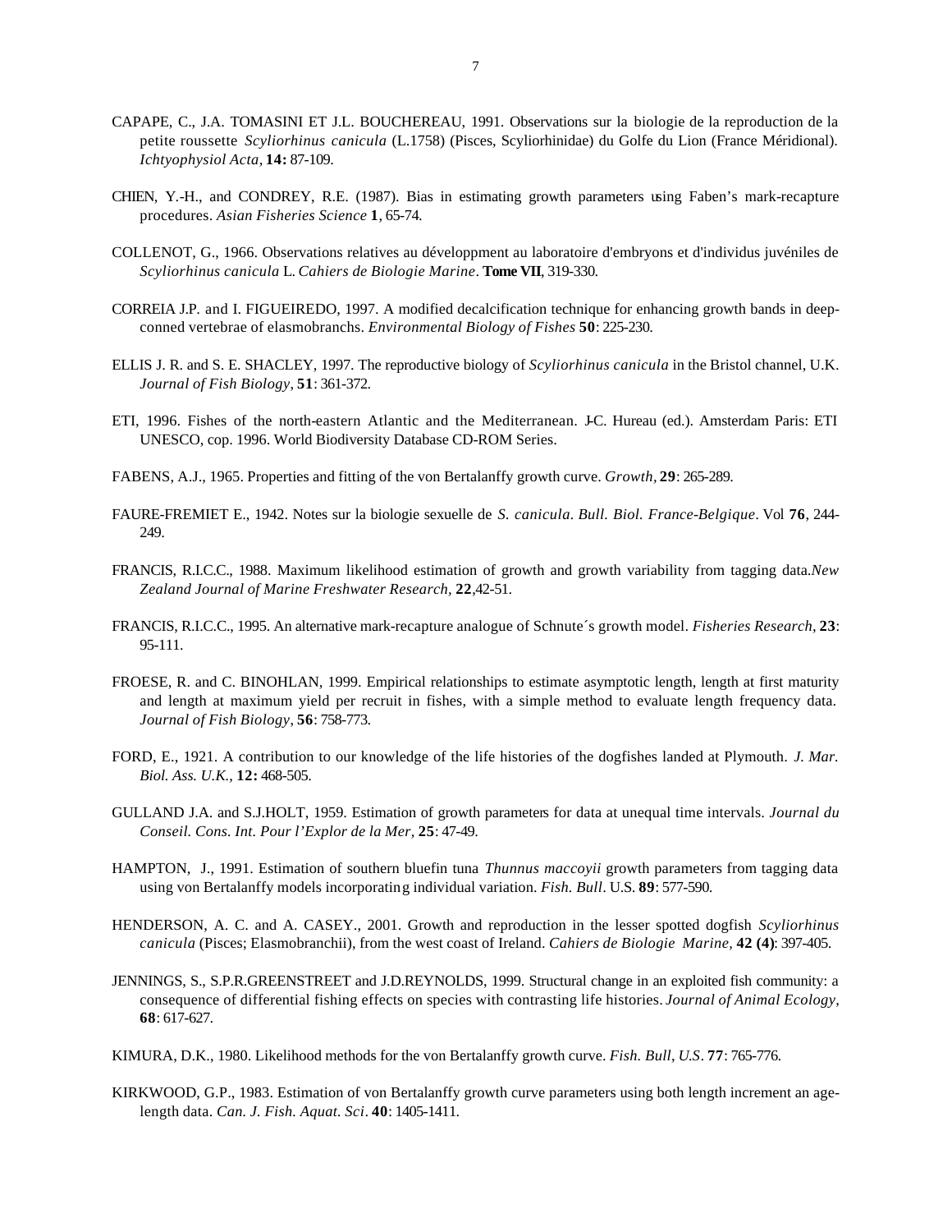CAPAPE, C., J.A. TOMASINI ET J.L. BOUCHEREAU, 1991. Observations sur la biologie de la reproduction de la petite roussette *Scyliorhinus canicula* (L.1758) (Pisces, Scyliorhinidae) du Golfe du Lion (France Méridional). *Ichtyophysiol Acta,* **14:** 87-109.

CHIEN, Y.-H., and CONDREY, R.E. (1987). Bias in estimating growth parameters using Faben's mark-recapture procedures. *Asian Fisheries Science* **1**, 65-74.

COLLENOT, G., 1966. Observations relatives au développment au laboratoire d'embryons et d'individus juvéniles de *Scyliorhinus canicula* L. *Cahiers de Biologie Marine*. **Tome VII**, 319-330.

CORREIA J.P. and I. FIGUEIREDO, 1997. A modified decalcification technique for enhancing growth bands in deep-conned vertebrae of elasmobranchs. *Environmental Biology of Fishes* **50**: 225-230.

ELLIS J. R. and S. E. SHACLEY, 1997. The reproductive biology of *Scyliorhinus canicula* in the Bristol channel, U.K. *Journal of Fish Biology*, **51**: 361-372.

ETI, 1996. Fishes of the north-eastern Atlantic and the Mediterranean. J-C. Hureau (ed.). Amsterdam Paris: ETI UNESCO, cop. 1996. World Biodiversity Database CD-ROM Series.

FABENS, A.J., 1965. Properties and fitting of the von Bertalanffy growth curve. *Growth*, **29**: 265-289.

FAURE-FREMIET E., 1942. Notes sur la biologie sexuelle de *S. canicula*. *Bull. Biol. France-Belgique*. Vol **76**, 244-249.

FRANCIS, R.I.C.C., 1988. Maximum likelihood estimation of growth and growth variability from tagging data.*New Zealand Journal of Marine Freshwater Research,* **22**,42-51.

FRANCIS, R.I.C.C., 1995. An alternative mark-recapture analogue of Schnute´s growth model. *Fisheries Research*, **23**: 95-111.

FROESE, R. and C. BINOHLAN, 1999. Empirical relationships to estimate asymptotic length, length at first maturity and length at maximum yield per recruit in fishes, with a simple method to evaluate length frequency data. *Journal of Fish Biology*, **56**: 758-773.

FORD, E., 1921. A contribution to our knowledge of the life histories of the dogfishes landed at Plymouth. *J. Mar. Biol. Ass. U.K.,* **12:** 468-505.

GULLAND J.A. and S.J.HOLT, 1959. Estimation of growth parameters for data at unequal time intervals. *Journal du Conseil. Cons. Int. Pour l'Explor de la Mer,* **25**: 47-49.

HAMPTON, J., 1991. Estimation of southern bluefin tuna *Thunnus maccoyii* growth parameters from tagging data using von Bertalanffy models incorporating individual variation. *Fish. Bull*. U.S. **89**: 577-590.

HENDERSON, A. C. and A. CASEY., 2001. Growth and reproduction in the lesser spotted dogfish *Scyliorhinus canicula* (Pisces; Elasmobranchii), from the west coast of Ireland. *Cahiers de Biologie Marine,* **42 (4)**: 397-405.

JENNINGS, S., S.P.R.GREENSTREET and J.D.REYNOLDS, 1999. Structural change in an exploited fish community: a consequence of differential fishing effects on species with contrasting life histories. *Journal of Animal Ecology*, **68**: 617-627.

KIMURA, D.K., 1980. Likelihood methods for the von Bertalanffy growth curve. *Fish. Bull, U.S*. **77**: 765-776.

KIRKWOOD, G.P., 1983. Estimation of von Bertalanffy growth curve parameters using both length increment an age-length data. *Can. J. Fish. Aquat. Sci*. **40**: 1405-1411.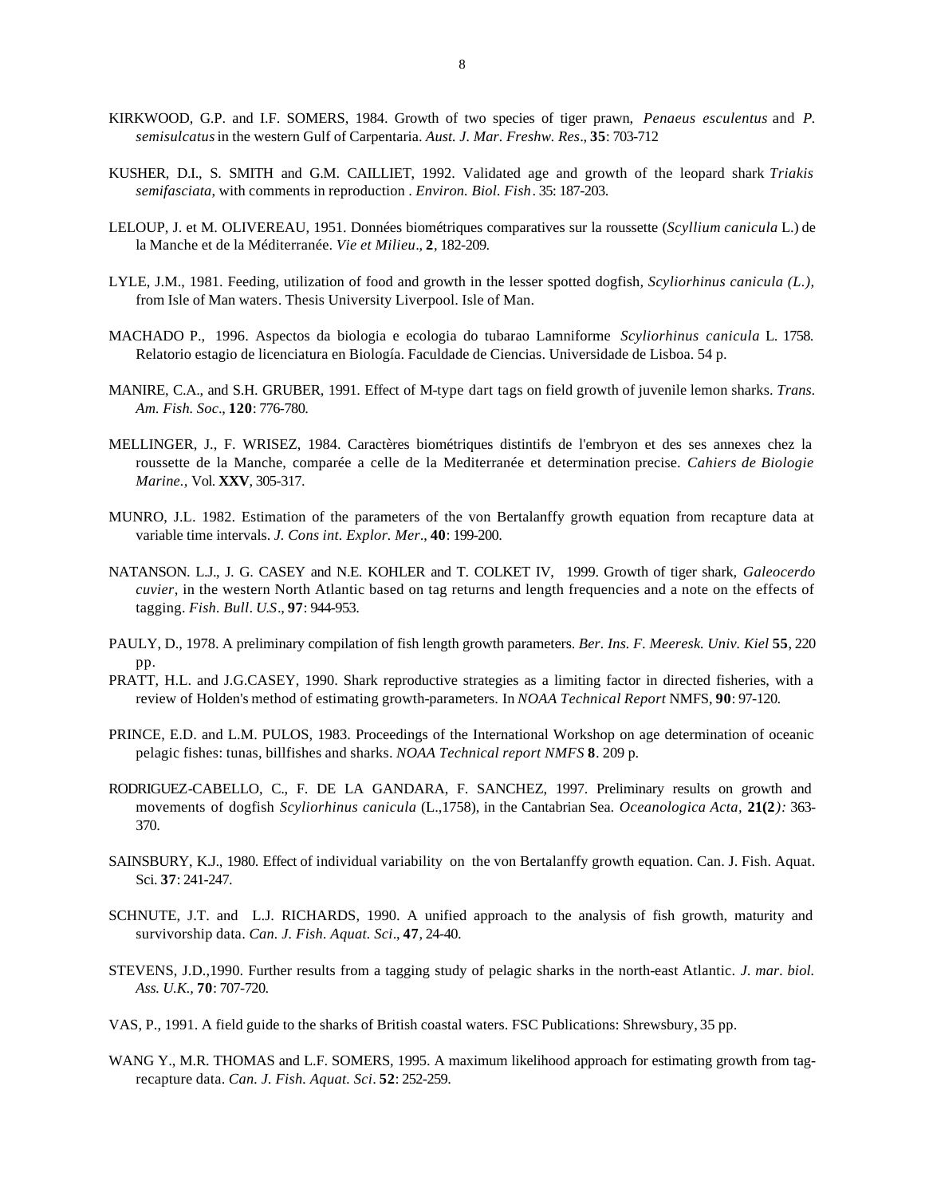KIRKWOOD, G.P. and I.F. SOMERS, 1984. Growth of two species of tiger prawn, *Penaeus esculentus* and *P. semisulcatus* in the western Gulf of Carpentaria. *Aust. J. Mar. Freshw. Res*., **35**: 703-712

KUSHER, D.I., S. SMITH and G.M. CAILLIET, 1992. Validated age and growth of the leopard shark *Triakis semifasciata*, with comments in reproduction . *Environ. Biol. Fish*. 35: 187-203.

LELOUP, J. et M. OLIVEREAU, 1951. Données biométriques comparatives sur la roussette (*Scyllium canicula* L.) de la Manche et de la Méditerranée. *Vie et Milieu*., **2**, 182-209.

LYLE, J.M., 1981. Feeding, utilization of food and growth in the lesser spotted dogfish, *Scyliorhinus canicula (L.),* from Isle of Man waters. Thesis University Liverpool. Isle of Man.

MACHADO P., 1996. Aspectos da biologia e ecologia do tubarao Lamniforme *Scyliorhinus canicula* L. 1758. Relatorio estagio de licenciatura en Biología. Faculdade de Ciencias. Universidade de Lisboa. 54 p.

MANIRE, C.A., and S.H. GRUBER, 1991. Effect of M-type dart tags on field growth of juvenile lemon sharks. *Trans. Am. Fish. Soc*., **120**: 776-780.

MELLINGER, J., F. WRISEZ, 1984. Caractères biométriques distintifs de l'embryon et des ses annexes chez la roussette de la Manche, comparée a celle de la Mediterranée et determination precise. *Cahiers de Biologie Marine.,* Vol. **XXV**, 305-317.

MUNRO, J.L. 1982. Estimation of the parameters of the von Bertalanffy growth equation from recapture data at variable time intervals. *J. Cons int. Explor. Mer*., **40**: 199-200.

NATANSON. L.J., J. G. CASEY and N.E. KOHLER and T. COLKET IV, 1999. Growth of tiger shark, *Galeocerdo cuvier*, in the western North Atlantic based on tag returns and length frequencies and a note on the effects of tagging. *Fish. Bull. U.S*., **97**: 944-953.

PAULY, D., 1978. A preliminary compilation of fish length growth parameters. *Ber. Ins. F. Meeresk. Univ. Kiel* **55**, 220 pp.

PRATT, H.L. and J.G.CASEY, 1990. Shark reproductive strategies as a limiting factor in directed fisheries, with a review of Holden's method of estimating growth-parameters. In *NOAA Technical Report* NMFS, **90**: 97-120.

PRINCE, E.D. and L.M. PULOS, 1983. Proceedings of the International Workshop on age determination of oceanic pelagic fishes: tunas, billfishes and sharks. *NOAA Technical report NMFS* **8**. 209 p.

RODRIGUEZ-CABELLO, C., F. DE LA GANDARA, F. SANCHEZ, 1997. Preliminary results on growth and movements of dogfish *Scyliorhinus canicula* (L.,1758), in the Cantabrian Sea. *Oceanologica Acta,* **21(2***):* 363-370.

SAINSBURY, K.J., 1980. Effect of individual variability on the von Bertalanffy growth equation. Can. J. Fish. Aquat. Sci. **37**: 241-247.

SCHNUTE, J.T. and L.J. RICHARDS, 1990. A unified approach to the analysis of fish growth, maturity and survivorship data. *Can. J. Fish. Aquat. Sci*., **47**, 24-40.

STEVENS, J.D.,1990. Further results from a tagging study of pelagic sharks in the north-east Atlantic. *J. mar. biol. Ass. U.K.,* **70**: 707-720.

VAS, P., 1991. A field guide to the sharks of British coastal waters. FSC Publications: Shrewsbury, 35 pp.

WANG Y., M.R. THOMAS and L.F. SOMERS, 1995. A maximum likelihood approach for estimating growth from tag-recapture data. *Can. J. Fish. Aquat. Sci*. **52**: 252-259.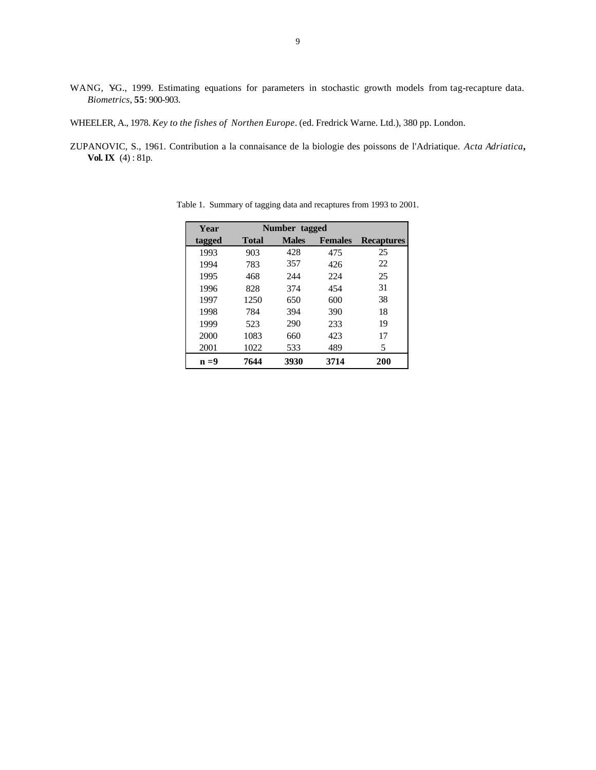WANG, Y-G., 1999. Estimating equations for parameters in stochastic growth models from tag-recapture data. *Biometrics*, **55**: 900-903.

WHEELER, A., 1978. *Key to the fishes of Northen Europe*. (ed. Fredrick Warne. Ltd.), 380 pp. London.

ZUPANOVIC, S., 1961. Contribution a la connaisance de la biologie des poissons de l'Adriatique. *Acta Adriatica*, **Vol. IX** (4) : 81p.

Table 1. Summary of tagging data and recaptures from 1993 to 2001.

| Year | Number tagged | | | |
|---|---|---|---|---|
| tagged | Total | Males | Females | Recaptures |
| 1993 | 903 | 428 | 475 | 25 |
| 1994 | 783 | 357 | 426 | 22 |
| 1995 | 468 | 244 | 224 | 25 |
| 1996 | 828 | 374 | 454 | 31 |
| 1997 | 1250 | 650 | 600 | 38 |
| 1998 | 784 | 394 | 390 | 18 |
| 1999 | 523 | 290 | 233 | 19 |
| 2000 | 1083 | 660 | 423 | 17 |
| 2001 | 1022 | 533 | 489 | 5 |
| **n =9** | **7644** | **3930** | **3714** | **200** |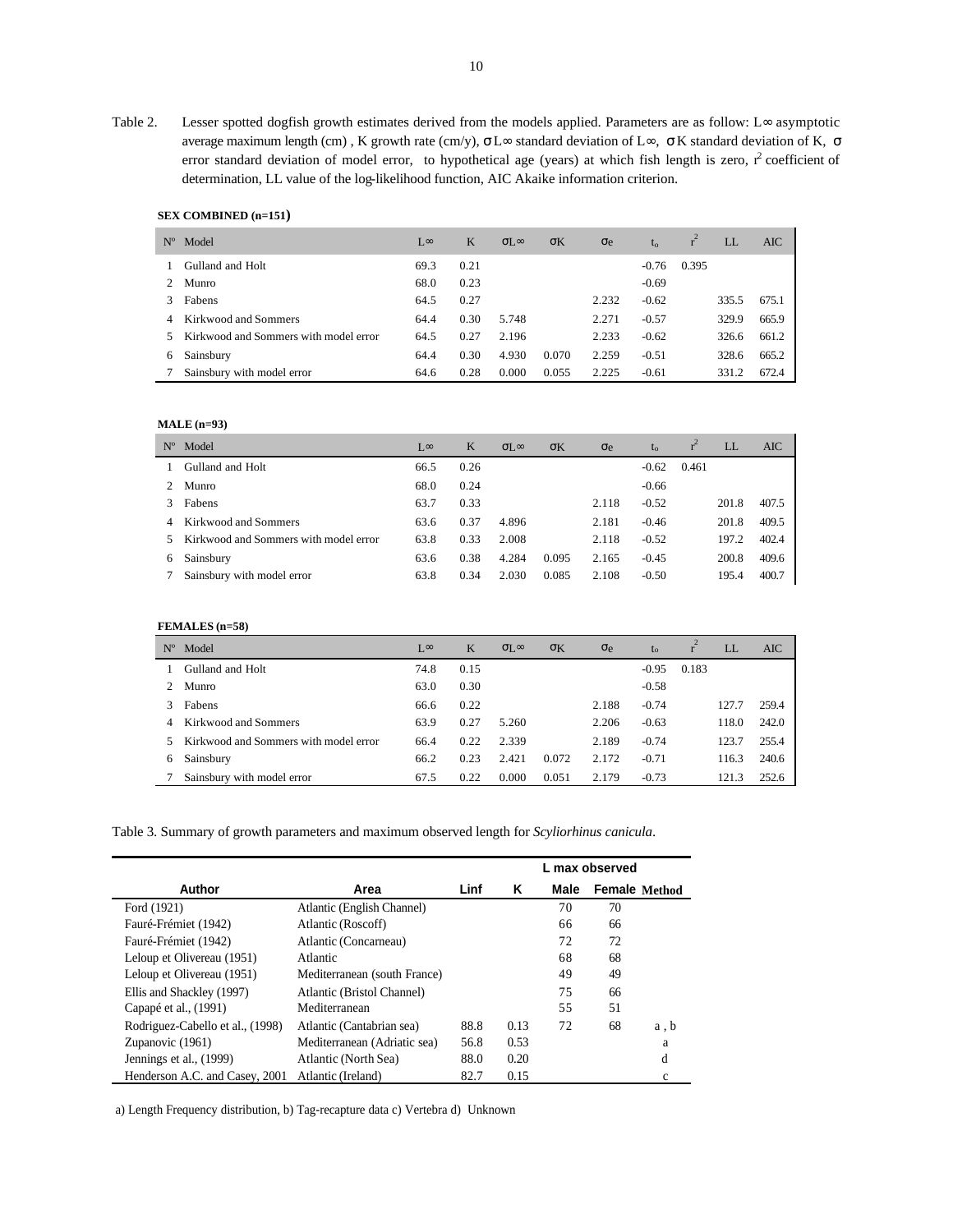Table 2. Lesser spotted dogfish growth estimates derived from the models applied. Parameters are as follow: L∞ asymptotic average maximum length (cm) , K growth rate (cm/y), σL∞ standard deviation of L∞, σK standard deviation of K, σ error standard deviation of model error, to hypothetical age (years) at which fish length is zero, $r^2$ coefficient of determination, LL value of the log-likelihood function, AIC Akaike information criterion.

**SEX COMBINED (n=151)**

| Nº | Model | L∞ | K | σL∞ | σK | σe | $t_o$ | $r^2$ | LL | AIC |
|---|---|---|---|---|---|---|---|---|---|---|
| 1 | Gulland and Holt | 69.3 | 0.21 | | | | -0.76 | 0.395 | | |
| 2 | Munro | 68.0 | 0.23 | | | | -0.69 | | | |
| 3 | Fabens | 64.5 | 0.27 | | | 2.232 | -0.62 | | 335.5 | 675.1 |
| 4 | Kirkwood and Sommers | 64.4 | 0.30 | 5.748 | | 2.271 | -0.57 | | 329.9 | 665.9 |
| 5 | Kirkwood and Sommers with model error | 64.5 | 0.27 | 2.196 | | 2.233 | -0.62 | | 326.6 | 661.2 |
| 6 | Sainsbury | 64.4 | 0.30 | 4.930 | 0.070 | 2.259 | -0.51 | | 328.6 | 665.2 |
| 7 | Sainsbury with model error | 64.6 | 0.28 | 0.000 | 0.055 | 2.225 | -0.61 | | 331.2 | 672.4 |

**MALE (n=93)**

| Nº | Model | L∞ | K | σL∞ | σK | σe | $t_o$ | $r^2$ | LL | AIC |
|---|---|---|---|---|---|---|---|---|---|---|
| 1 | Gulland and Holt | 66.5 | 0.26 | | | | -0.62 | 0.461 | | |
| 2 | Munro | 68.0 | 0.24 | | | | -0.66 | | | |
| 3 | Fabens | 63.7 | 0.33 | | | 2.118 | -0.52 | | 201.8 | 407.5 |
| 4 | Kirkwood and Sommers | 63.6 | 0.37 | 4.896 | | 2.181 | -0.46 | | 201.8 | 409.5 |
| 5 | Kirkwood and Sommers with model error | 63.8 | 0.33 | 2.008 | | 2.118 | -0.52 | | 197.2 | 402.4 |
| 6 | Sainsbury | 63.6 | 0.38 | 4.284 | 0.095 | 2.165 | -0.45 | | 200.8 | 409.6 |
| 7 | Sainsbury with model error | 63.8 | 0.34 | 2.030 | 0.085 | 2.108 | -0.50 | | 195.4 | 400.7 |

**FEMALES (n=58)**

| Nº | Model | L∞ | K | σL∞ | σK | σe | $t_o$ | $r^2$ | LL | AIC |
|---|---|---|---|---|---|---|---|---|---|---|
| 1 | Gulland and Holt | 74.8 | 0.15 | | | | -0.95 | 0.183 | | |
| 2 | Munro | 63.0 | 0.30 | | | | -0.58 | | | |
| 3 | Fabens | 66.6 | 0.22 | | | 2.188 | -0.74 | | 127.7 | 259.4 |
| 4 | Kirkwood and Sommers | 63.9 | 0.27 | 5.260 | | 2.206 | -0.63 | | 118.0 | 242.0 |
| 5 | Kirkwood and Sommers with model error | 66.4 | 0.22 | 2.339 | | 2.189 | -0.74 | | 123.7 | 255.4 |
| 6 | Sainsbury | 66.2 | 0.23 | 2.421 | 0.072 | 2.172 | -0.71 | | 116.3 | 240.6 |
| 7 | Sainsbury with model error | 67.5 | 0.22 | 0.000 | 0.051 | 2.179 | -0.73 | | 121.3 | 252.6 |

Table 3. Summary of growth parameters and maximum observed length for *Scyliorhinus canicula*.

| Author | Area | Linf | K | L max observed Male | L max observed Female | Method |
|---|---|---|---|---|---|---|
| Ford (1921) | Atlantic (English Channel) | | | 70 | 70 | |
| Fauré-Frémiet (1942) | Atlantic (Roscoff) | | | 66 | 66 | |
| Fauré-Frémiet (1942) | Atlantic (Concarneau) | | | 72 | 72 | |
| Leloup et Olivereau (1951) | Atlantic | | | 68 | 68 | |
| Leloup et Olivereau (1951) | Mediterranean (south France) | | | 49 | 49 | |
| Ellis and Shackley (1997) | Atlantic (Bristol Channel) | | | 75 | 66 | |
| Capapé et al., (1991) | Mediterranean | | | 55 | 51 | |
| Rodriguez-Cabello et al., (1998) | Atlantic (Cantabrian sea) | 88.8 | 0.13 | 72 | 68 | a , b |
| Zupanovic (1961) | Mediterranean (Adriatic sea) | 56.8 | 0.53 | | | a |
| Jennings et al., (1999) | Atlantic (North Sea) | 88.0 | 0.20 | | | d |
| Henderson A.C. and Casey, 2001 | Atlantic (Ireland) | 82.7 | 0.15 | | | c |

a) Length Frequency distribution, b) Tag-recapture data c) Vertebra d) Unknown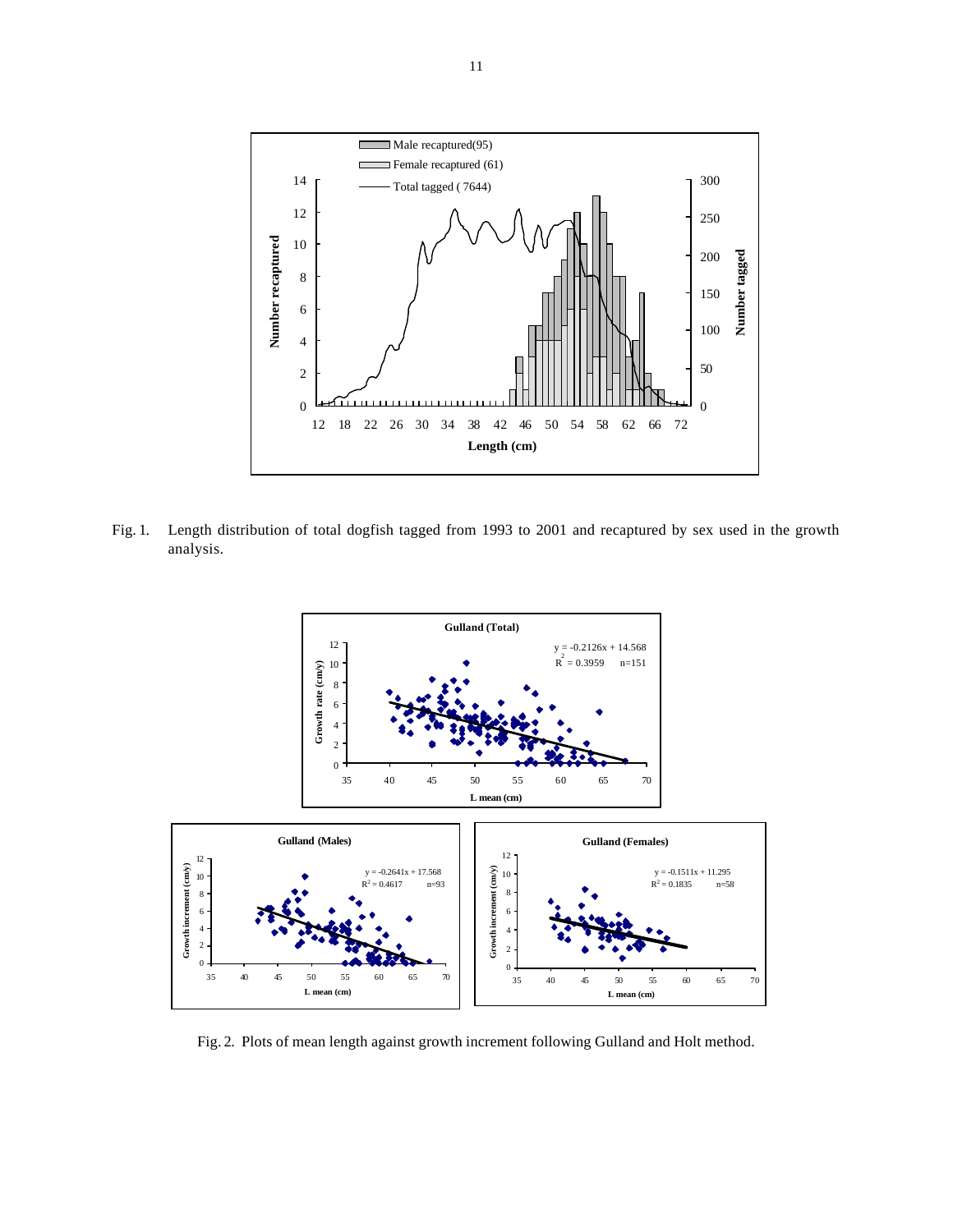Fig. 1. Length distribution of total dogfish tagged from 1993 to 2001 and recaptured by sex used in the growth analysis.

Fig. 2. Plots of mean length against growth increment following Gulland and Holt method.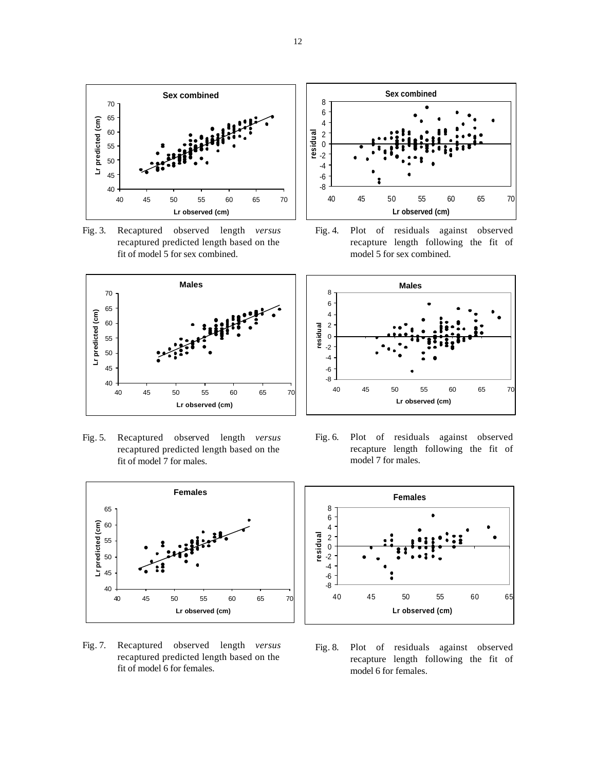Fig. 3. Recaptured observed length *versus* recaptured predicted length based on the fit of model 5 for sex combined.

Fig. 4. Plot of residuals against observed recapture length following the fit of model 5 for sex combined.

Fig. 5. Recaptured observed length *versus* recaptured predicted length based on the fit of model 7 for males.

Fig. 6. Plot of residuals against observed recapture length following the fit of model 7 for males.

Fig. 7. Recaptured observed length *versus* recaptured predicted length based on the fit of model 6 for females.

Fig. 8. Plot of residuals against observed recapture length following the fit of model 6 for females.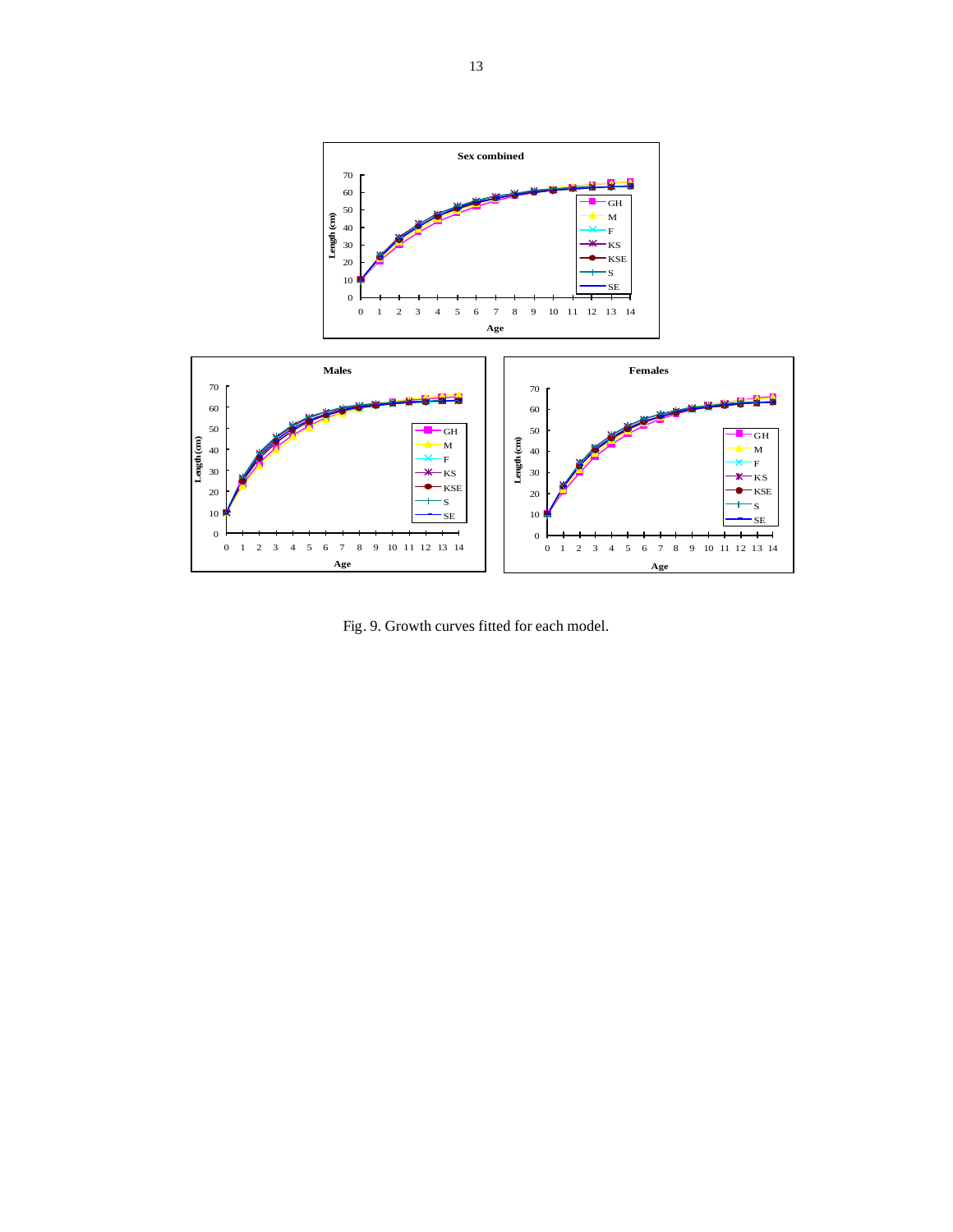Sex combined

70
60
50
40
30
20
10
0

Length (cm)

0 1 2 3 4 5 6 7 8 9 10 11 12 13 14

Age

GH
M
F
KS
KSE
S
SE

Males

70
60
50
40
30
20
10
0

Length (cm)

0 1 2 3 4 5 6 7 8 9 10 11 12 13 14

Age

GH
M
F
KS
KSE
S
SE

Females

70
60
50
40
30
20
10
0

Length (cm)

0 1 2 3 4 5 6 7 8 9 10 11 12 13 14

Age

GH
M
F
KS
KSE
S
SE

Fig. 9. Growth curves fitted for each model.